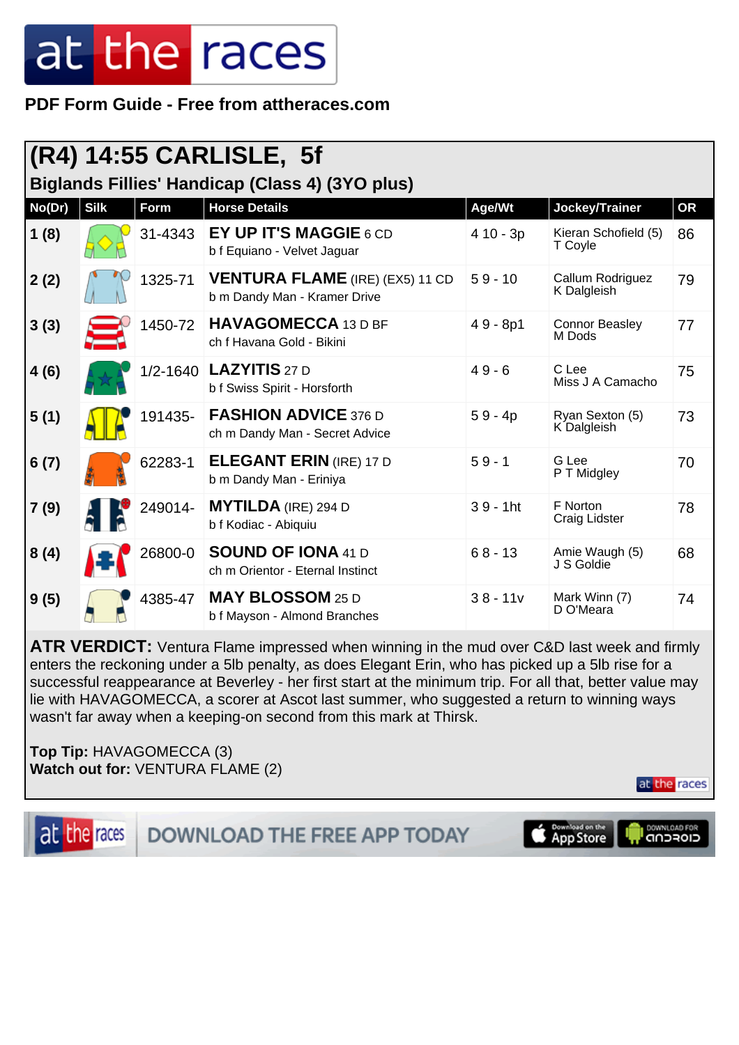PDF Form Guide - Free from attheraces.com

## (R4) 14:55 CARLISLE, 5f

### Biglands Fillies' Handicap (Class 4) (3YO plus)

| No(Dr) | Silk | Form | Horse Details | Age/Wt | Jockey/Trainer | OR |
|---|---|---|---|---|---|---|
| 1 (8) | | 31-4343 | **EY UP IT'S MAGGIE** 6 CD<br>b f Equiano - Velvet Jaguar | 4 10 - 3p | Kieran Schofield (5)<br>T Coyle | 86 |
| 2 (2) | | 1325-71 | **VENTURA FLAME** (IRE) (EX5) 11 CD<br>b m Dandy Man - Kramer Drive | 5 9 - 10 | Callum Rodriguez<br>K Dalgleish | 79 |
| 3 (3) | | 1450-72 | **HAVAGOMECCA** 13 D BF<br>ch f Havana Gold - Bikini | 4 9 - 8p1 | Connor Beasley<br>M Dods | 77 |
| 4 (6) | | 1/2-1640 | **LAZYITIS** 27 D<br>b f Swiss Spirit - Horsforth | 4 9 - 6 | C Lee<br>Miss J A Camacho | 75 |
| 5 (1) | | 191435- | **FASHION ADVICE** 376 D<br>ch m Dandy Man - Secret Advice | 5 9 - 4p | Ryan Sexton (5)<br>K Dalgleish | 73 |
| 6 (7) | | 62283-1 | **ELEGANT ERIN** (IRE) 17 D<br>b m Dandy Man - Eriniya | 5 9 - 1 | G Lee<br>P T Midgley | 70 |
| 7 (9) | | 249014- | **MYTILDA** (IRE) 294 D<br>b f Kodiac - Abiquiu | 3 9 - 1ht | F Norton<br>Craig Lidster | 78 |
| 8 (4) | | 26800-0 | **SOUND OF IONA** 41 D<br>ch m Orientor - Eternal Instinct | 6 8 - 13 | Amie Waugh (5)<br>J S Goldie | 68 |
| 9 (5) | | 4385-47 | **MAY BLOSSOM** 25 D<br>b f Mayson - Almond Branches | 3 8 - 11v | Mark Winn (7)<br>D O'Meara | 74 |

**ATR VERDICT:** Ventura Flame impressed when winning in the mud over C&D last week and firmly enters the reckoning under a 5lb penalty, as does Elegant Erin, who has picked up a 5lb rise for a successful reappearance at Beverley - her first start at the minimum trip. For all that, better value may lie with HAVAGOMECCA, a scorer at Ascot last summer, who suggested a return to winning ways wasn't far away when a keeping-on second from this mark at Thirsk.

**Top Tip:** HAVAGOMECCA (3)
**Watch out for:** VENTURA FLAME (2)

DOWNLOAD THE FREE APP TODAY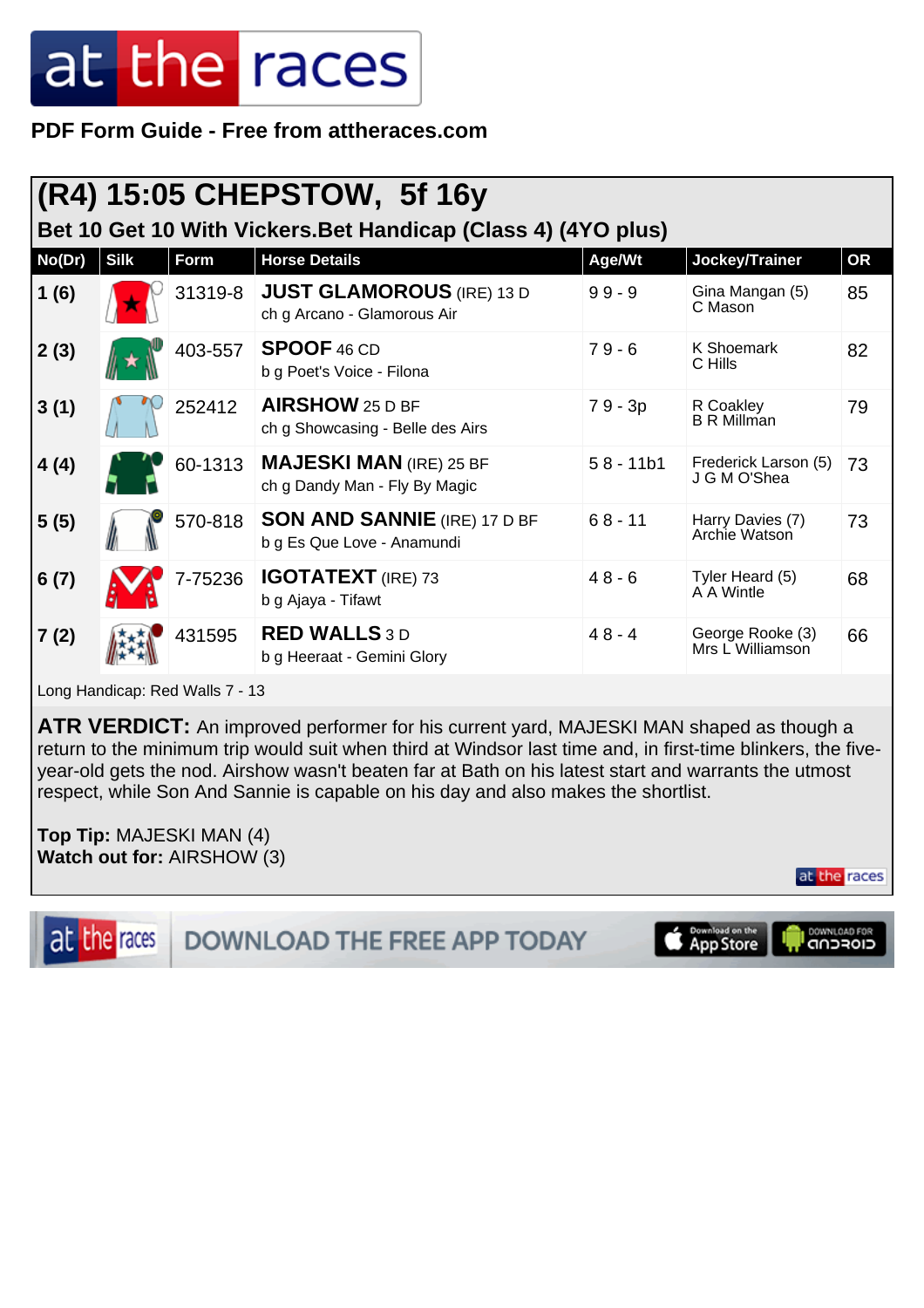**PDF Form Guide - Free from attheraces.com**

# (R4) 15:05 CHEPSTOW, 5f 16y

## Bet 10 Get 10 With Vickers.Bet Handicap (Class 4) (4YO plus)

| No(Dr) | Silk | Form | Horse Details | Age/Wt | Jockey/Trainer | OR |
|---|---|---|---|---|---|---|
| 1 (6) | | 31319-8 | **JUST GLAMOROUS** (IRE) 13 D<br>ch g Arcano - Glamorous Air | 9 9 - 9 | Gina Mangan (5)<br>C Mason | 85 |
| 2 (3) | | 403-557 | **SPOOF** 46 CD<br>b g Poet's Voice - Filona | 7 9 - 6 | K Shoemark<br>C Hills | 82 |
| 3 (1) | | 252412 | **AIRSHOW** 25 D BF<br>ch g Showcasing - Belle des Airs | 7 9 - 3p | R Coakley<br>B R Millman | 79 |
| 4 (4) | | 60-1313 | **MAJESKI MAN** (IRE) 25 BF<br>ch g Dandy Man - Fly By Magic | 5 8 - 11b1 | Frederick Larson (5)<br>J G M O'Shea | 73 |
| 5 (5) | | 570-818 | **SON AND SANNIE** (IRE) 17 D BF<br>b g Es Que Love - Anamundi | 6 8 - 11 | Harry Davies (7)<br>Archie Watson | 73 |
| 6 (7) | | 7-75236 | **IGOTATEXT** (IRE) 73<br>b g Ajaya - Tifawt | 4 8 - 6 | Tyler Heard (5)<br>A A Wintle | 68 |
| 7 (2) | | 431595 | **RED WALLS** 3 D<br>b g Heeraat - Gemini Glory | 4 8 - 4 | George Rooke (3)<br>Mrs L Williamson | 66 |

Long Handicap: Red Walls 7 - 13

**ATR VERDICT:** An improved performer for his current yard, MAJESKI MAN shaped as though a return to the minimum trip would suit when third at Windsor last time and, in first-time blinkers, the five-year-old gets the nod. Airshow wasn't beaten far at Bath on his latest start and warrants the utmost respect, while Son And Sannie is capable on his day and also makes the shortlist.

**Top Tip:** MAJESKI MAN (4)
**Watch out for:** AIRSHOW (3)

DOWNLOAD THE FREE APP TODAY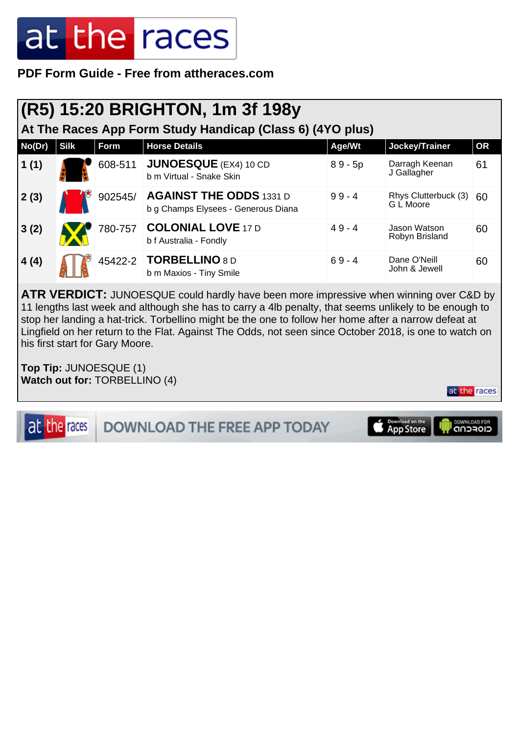PDF Form Guide - Free from attheraces.com

## (R5) 15:20 BRIGHTON, 1m 3f 198y

### At The Races App Form Study Handicap (Class 6) (4YO plus)

| No(Dr) | Silk | Form | Horse Details | Age/Wt | Jockey/Trainer | OR |
|---|---|---|---|---|---|---|
| 1 (1) | | 608-511 | **JUNOESQUE** (EX4) 10 CD<br>b m Virtual - Snake Skin | 8 9 - 5p | Darragh Keenan<br>J Gallagher | 61 |
| 2 (3) | | 902545/ | **AGAINST THE ODDS** 1331 D<br>b g Champs Elysees - Generous Diana | 9 9 - 4 | Rhys Clutterbuck (3)<br>G L Moore | 60 |
| 3 (2) | | 780-757 | **COLONIAL LOVE** 17 D<br>b f Australia - Fondly | 4 9 - 4 | Jason Watson<br>Robyn Brisland | 60 |
| 4 (4) | | 45422-2 | **TORBELLINO** 8 D<br>b m Maxios - Tiny Smile | 6 9 - 4 | Dane O'Neill<br>John & Jewell | 60 |

**ATR VERDICT:** JUNOESQUE could hardly have been more impressive when winning over C&D by 11 lengths last week and although she has to carry a 4lb penalty, that seems unlikely to be enough to stop her landing a hat-trick. Torbellino might be the one to follow her home after a narrow defeat at Lingfield on her return to the Flat. Against The Odds, not seen since October 2018, is one to watch on his first start for Gary Moore.

**Top Tip:** JUNOESQUE (1)
**Watch out for:** TORBELLINO (4)

DOWNLOAD THE FREE APP TODAY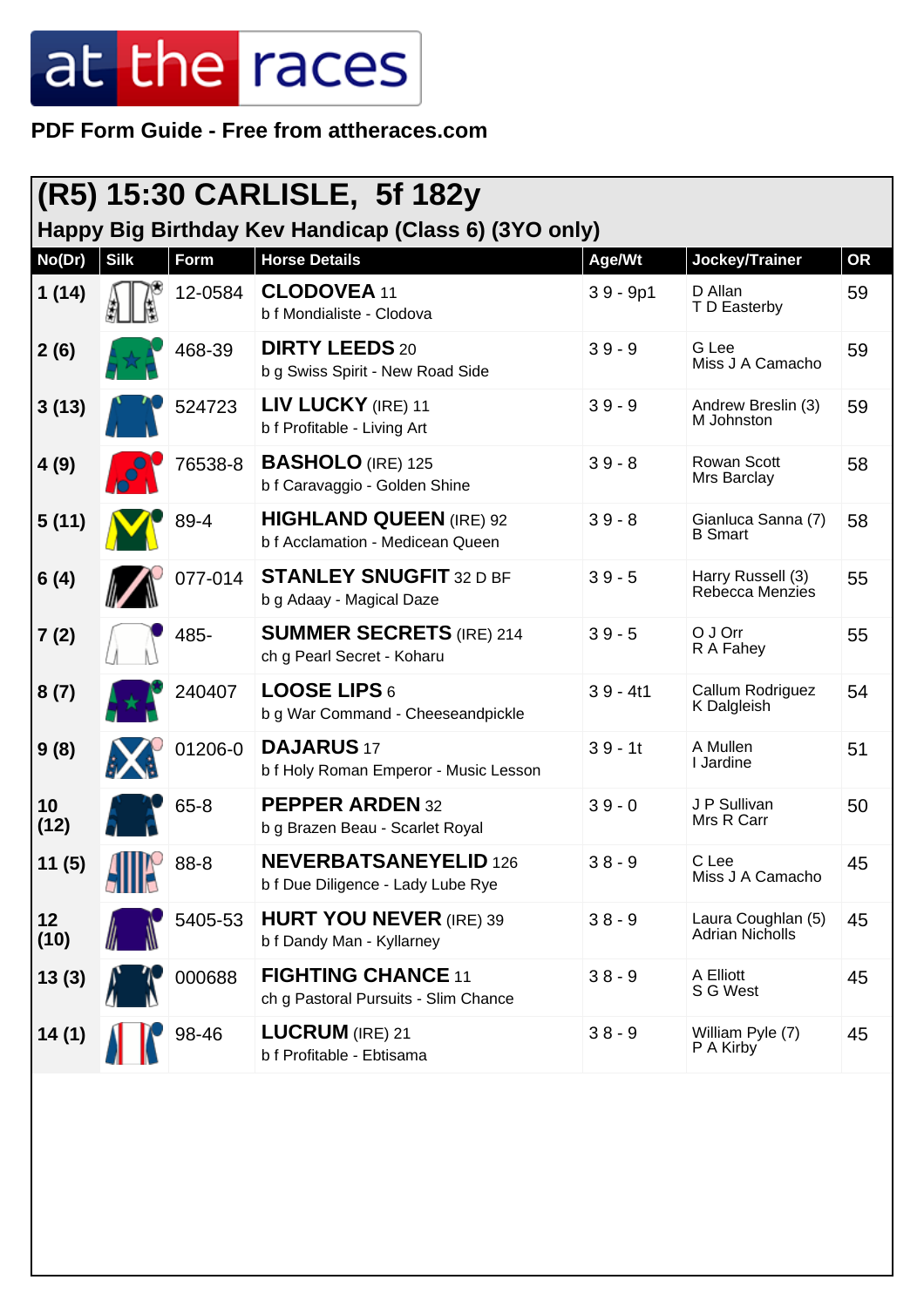at the races

**PDF Form Guide - Free from attheraces.com**

## (R5) 15:30 CARLISLE, 5f 182y

### Happy Big Birthday Kev Handicap (Class 6) (3YO only)

| No(Dr) | Silk | Form | Horse Details | Age/Wt | Jockey/Trainer | OR |
|---|---|---|---|---|---|---|
| 1 (14) | | 12-0584 | **CLODOVEA** 11<br>b f Mondialiste - Clodova | 3 9 - 9p1 | D Allan<br>T D Easterby | 59 |
| 2 (6) | | 468-39 | **DIRTY LEEDS** 20<br>b g Swiss Spirit - New Road Side | 3 9 - 9 | G Lee<br>Miss J A Camacho | 59 |
| 3 (13) | | 524723 | **LIV LUCKY** (IRE) 11<br>b f Profitable - Living Art | 3 9 - 9 | Andrew Breslin (3)<br>M Johnston | 59 |
| 4 (9) | | 76538-8 | **BASHOLO** (IRE) 125<br>b f Caravaggio - Golden Shine | 3 9 - 8 | Rowan Scott<br>Mrs Barclay | 58 |
| 5 (11) | | 89-4 | **HIGHLAND QUEEN** (IRE) 92<br>b f Acclamation - Medicean Queen | 3 9 - 8 | Gianluca Sanna (7)<br>B Smart | 58 |
| 6 (4) | | 077-014 | **STANLEY SNUGFIT** 32 D BF<br>b g Adaay - Magical Daze | 3 9 - 5 | Harry Russell (3)<br>Rebecca Menzies | 55 |
| 7 (2) | | 485- | **SUMMER SECRETS** (IRE) 214<br>ch g Pearl Secret - Koharu | 3 9 - 5 | O J Orr<br>R A Fahey | 55 |
| 8 (7) | | 240407 | **LOOSE LIPS** 6<br>b g War Command - Cheeseandpickle | 3 9 - 4t1 | Callum Rodriguez<br>K Dalgleish | 54 |
| 9 (8) | | 01206-0 | **DAJARUS** 17<br>b f Holy Roman Emperor - Music Lesson | 3 9 - 1t | A Mullen<br>I Jardine | 51 |
| 10 (12) | | 65-8 | **PEPPER ARDEN** 32<br>b g Brazen Beau - Scarlet Royal | 3 9 - 0 | J P Sullivan<br>Mrs R Carr | 50 |
| 11 (5) | | 88-8 | **NEVERBATSANEYELID** 126<br>b f Due Diligence - Lady Lube Rye | 3 8 - 9 | C Lee<br>Miss J A Camacho | 45 |
| 12 (10) | | 5405-53 | **HURT YOU NEVER** (IRE) 39<br>b f Dandy Man - Kyllarney | 3 8 - 9 | Laura Coughlan (5)<br>Adrian Nicholls | 45 |
| 13 (3) | | 000688 | **FIGHTING CHANCE** 11<br>ch g Pastoral Pursuits - Slim Chance | 3 8 - 9 | A Elliott<br>S G West | 45 |
| 14 (1) | | 98-46 | **LUCRUM** (IRE) 21<br>b f Profitable - Ebtisama | 3 8 - 9 | William Pyle (7)<br>P A Kirby | 45 |